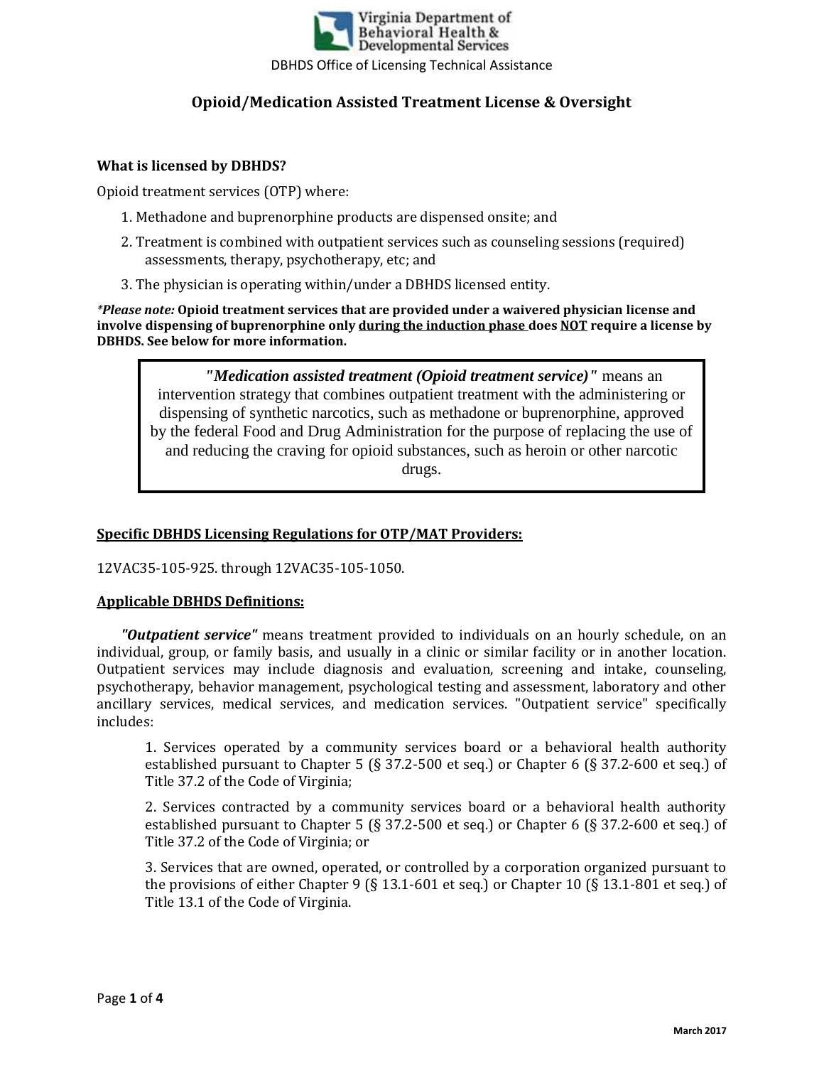Virginia Department of Behavioral Health & Developmental Services

DBHDS Office of Licensing Technical Assistance

# Opioid/Medication Assisted Treatment License & Oversight

### What is licensed by DBHDS?

Opioid treatment services (OTP) where:

1. Methadone and buprenorphine products are dispensed onsite; and
2. Treatment is combined with outpatient services such as counseling sessions (required) assessments, therapy, psychotherapy, etc; and
3. The physician is operating within/under a DBHDS licensed entity.

***Please note:* Opioid treatment services that are provided under a waivered physician license and involve dispensing of buprenorphine only <u>during the induction phase</u> does <u>NOT</u> require a license by DBHDS. See below for more information.**

> ***"Medication assisted treatment (Opioid treatment service)"*** means an intervention strategy that combines outpatient treatment with the administering or dispensing of synthetic narcotics, such as methadone or buprenorphine, approved by the federal Food and Drug Administration for the purpose of replacing the use of and reducing the craving for opioid substances, such as heroin or other narcotic drugs.

### <u>Specific DBHDS Licensing Regulations for OTP/MAT Providers:</u>

12VAC35-105-925. through 12VAC35-105-1050.

### <u>Applicable DBHDS Definitions:</u>

***"Outpatient service"*** means treatment provided to individuals on an hourly schedule, on an individual, group, or family basis, and usually in a clinic or similar facility or in another location. Outpatient services may include diagnosis and evaluation, screening and intake, counseling, psychotherapy, behavior management, psychological testing and assessment, laboratory and other ancillary services, medical services, and medication services. "Outpatient service" specifically includes:

1. Services operated by a community services board or a behavioral health authority established pursuant to Chapter 5 (§ 37.2-500 et seq.) or Chapter 6 (§ 37.2-600 et seq.) of Title 37.2 of the Code of Virginia;

2. Services contracted by a community services board or a behavioral health authority established pursuant to Chapter 5 (§ 37.2-500 et seq.) or Chapter 6 (§ 37.2-600 et seq.) of Title 37.2 of the Code of Virginia; or

3. Services that are owned, operated, or controlled by a corporation organized pursuant to the provisions of either Chapter 9 (§ 13.1-601 et seq.) or Chapter 10 (§ 13.1-801 et seq.) of Title 13.1 of the Code of Virginia.

March 2017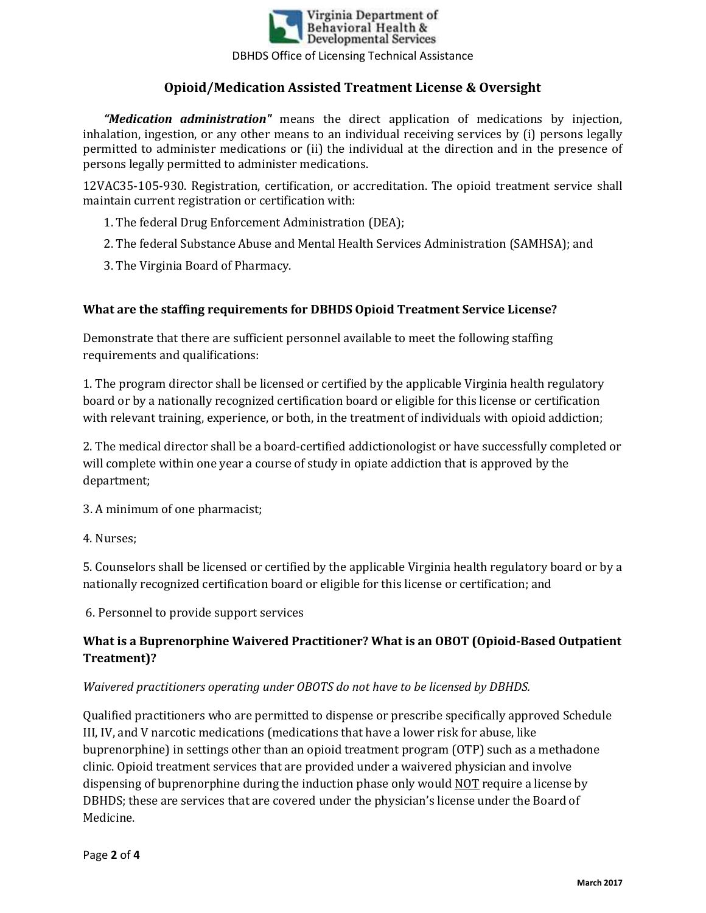## Opioid/Medication Assisted Treatment License & Oversight

***"Medication administration"*** means the direct application of medications by injection, inhalation, ingestion, or any other means to an individual receiving services by (i) persons legally permitted to administer medications or (ii) the individual at the direction and in the presence of persons legally permitted to administer medications.

12VAC35-105-930. Registration, certification, or accreditation. The opioid treatment service shall maintain current registration or certification with:

1. The federal Drug Enforcement Administration (DEA);
2. The federal Substance Abuse and Mental Health Services Administration (SAMHSA); and
3. The Virginia Board of Pharmacy.

### What are the staffing requirements for DBHDS Opioid Treatment Service License?

Demonstrate that there are sufficient personnel available to meet the following staffing requirements and qualifications:

1. The program director shall be licensed or certified by the applicable Virginia health regulatory board or by a nationally recognized certification board or eligible for this license or certification with relevant training, experience, or both, in the treatment of individuals with opioid addiction;

2. The medical director shall be a board-certified addictionologist or have successfully completed or will complete within one year a course of study in opiate addiction that is approved by the department;

3. A minimum of one pharmacist;

4. Nurses;

5. Counselors shall be licensed or certified by the applicable Virginia health regulatory board or by a nationally recognized certification board or eligible for this license or certification; and

6. Personnel to provide support services

### What is a Buprenorphine Waivered Practitioner? What is an OBOT (Opioid-Based Outpatient Treatment)?

*Waivered practitioners operating under OBOTS do not have to be licensed by DBHDS.*

Qualified practitioners who are permitted to dispense or prescribe specifically approved Schedule III, IV, and V narcotic medications (medications that have a lower risk for abuse, like buprenorphine) in settings other than an opioid treatment program (OTP) such as a methadone clinic. Opioid treatment services that are provided under a waivered physician and involve dispensing of buprenorphine during the induction phase only would <u>NOT</u> require a license by DBHDS; these are services that are covered under the physician's license under the Board of Medicine.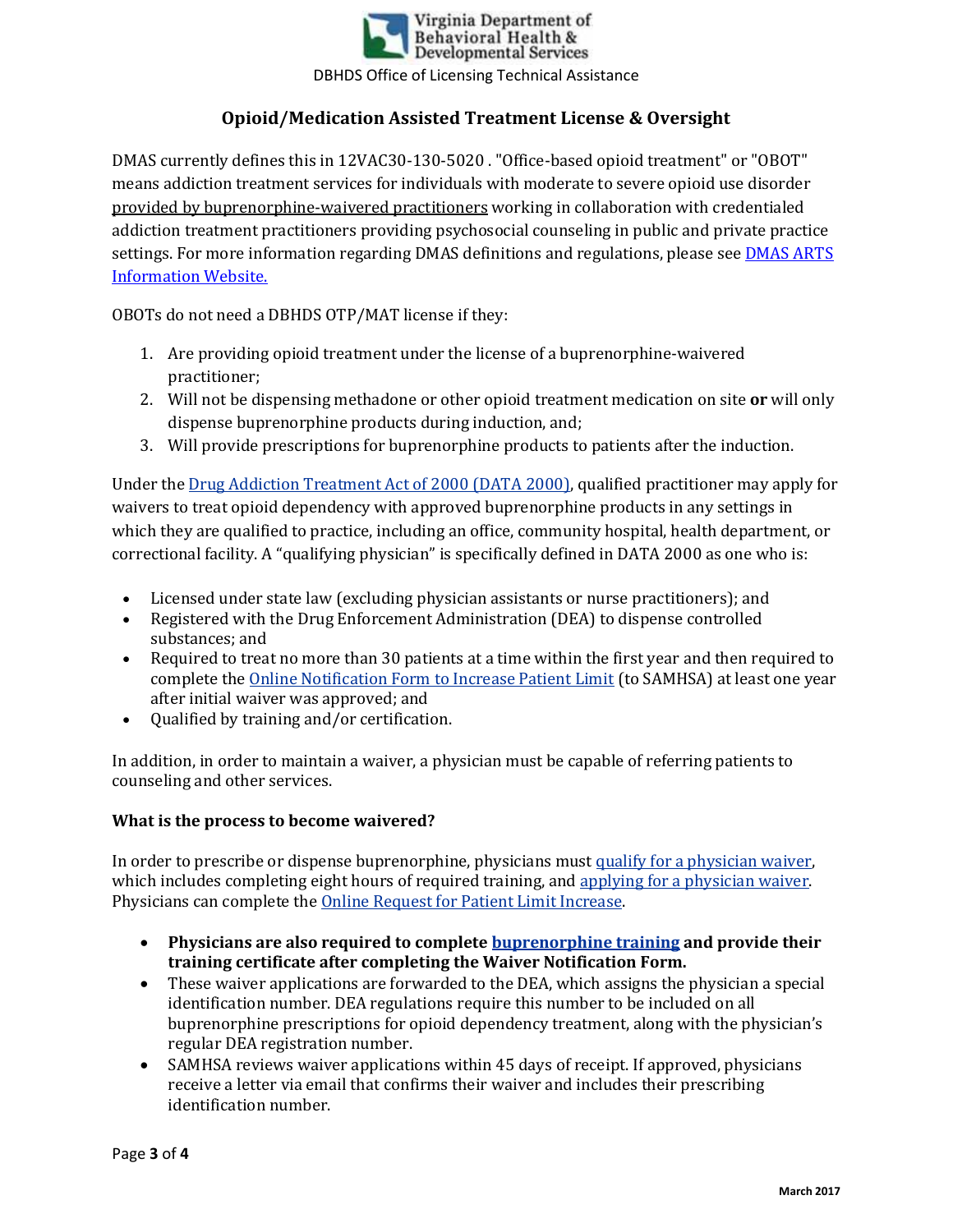## Opioid/Medication Assisted Treatment License & Oversight

DMAS currently defines this in 12VAC30-130-5020 . "Office-based opioid treatment" or "OBOT" means addiction treatment services for individuals with moderate to severe opioid use disorder provided by buprenorphine-waivered practitioners working in collaboration with credentialed addiction treatment practitioners providing psychosocial counseling in public and private practice settings. For more information regarding DMAS definitions and regulations, please see DMAS ARTS Information Website.

OBOTs do not need a DBHDS OTP/MAT license if they:

1. Are providing opioid treatment under the license of a buprenorphine-waivered practitioner;
2. Will not be dispensing methadone or other opioid treatment medication on site **or** will only dispense buprenorphine products during induction, and;
3. Will provide prescriptions for buprenorphine products to patients after the induction.

Under the Drug Addiction Treatment Act of 2000 (DATA 2000), qualified practitioner may apply for waivers to treat opioid dependency with approved buprenorphine products in any settings in which they are qualified to practice, including an office, community hospital, health department, or correctional facility. A "qualifying physician" is specifically defined in DATA 2000 as one who is:

- Licensed under state law (excluding physician assistants or nurse practitioners); and
- Registered with the Drug Enforcement Administration (DEA) to dispense controlled substances; and
- Required to treat no more than 30 patients at a time within the first year and then required to complete the Online Notification Form to Increase Patient Limit (to SAMHSA) at least one year after initial waiver was approved; and
- Qualified by training and/or certification.

In addition, in order to maintain a waiver, a physician must be capable of referring patients to counseling and other services.

### What is the process to become waivered?

In order to prescribe or dispense buprenorphine, physicians must qualify for a physician waiver, which includes completing eight hours of required training, and applying for a physician waiver. Physicians can complete the Online Request for Patient Limit Increase.

- **Physicians are also required to complete buprenorphine training and provide their training certificate after completing the Waiver Notification Form.**
- These waiver applications are forwarded to the DEA, which assigns the physician a special identification number. DEA regulations require this number to be included on all buprenorphine prescriptions for opioid dependency treatment, along with the physician's regular DEA registration number.
- SAMHSA reviews waiver applications within 45 days of receipt. If approved, physicians receive a letter via email that confirms their waiver and includes their prescribing identification number.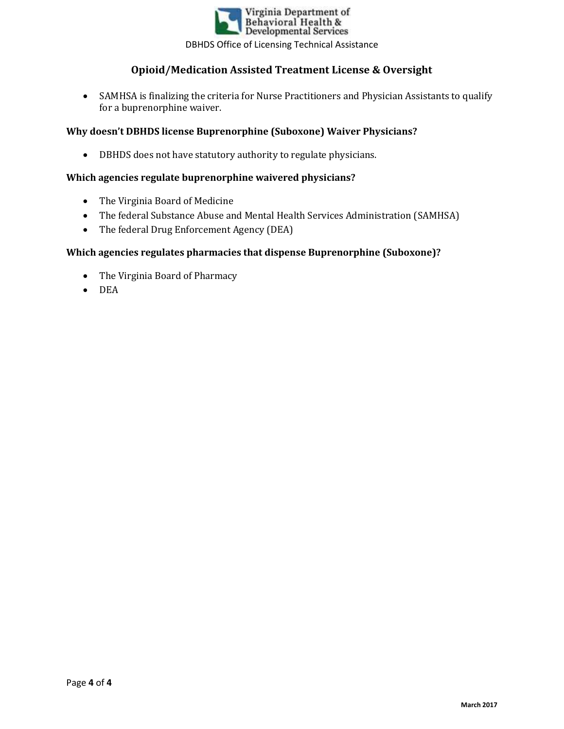- SAMHSA is finalizing the criteria for Nurse Practitioners and Physician Assistants to qualify for a buprenorphine waiver.

**Why doesn't DBHDS license Buprenorphine (Suboxone) Waiver Physicians?**

- DBHDS does not have statutory authority to regulate physicians.

**Which agencies regulate buprenorphine waivered physicians?**

- The Virginia Board of Medicine
- The federal Substance Abuse and Mental Health Services Administration (SAMHSA)
- The federal Drug Enforcement Agency (DEA)

**Which agencies regulates pharmacies that dispense Buprenorphine (Suboxone)?**

- The Virginia Board of Pharmacy
- DEA